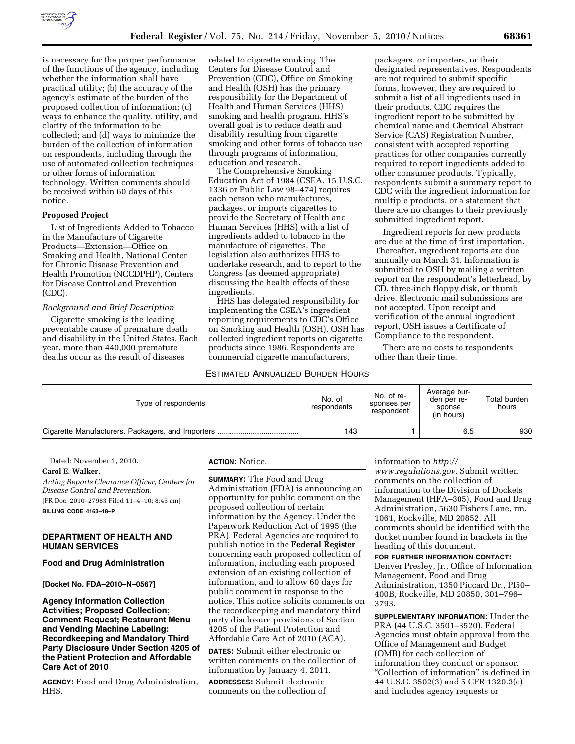is necessary for the proper performance of the functions of the agency, including whether the information shall have practical utility; (b) the accuracy of the agency's estimate of the burden of the proposed collection of information; (c) ways to enhance the quality, utility, and clarity of the information to be collected; and (d) ways to minimize the burden of the collection of information on respondents, including through the use of automated collection techniques or other forms of information technology. Written comments should be received within 60 days of this notice.

**Proposed Project**

List of Ingredients Added to Tobacco in the Manufacture of Cigarette Products—Extension—Office on Smoking and Health, National Center for Chronic Disease Prevention and Health Promotion (NCCDPHP), Centers for Disease Control and Prevention (CDC).

*Background and Brief Description*

Cigarette smoking is the leading preventable cause of premature death and disability in the United States. Each year, more than 440,000 premature deaths occur as the result of diseases related to cigarette smoking. The Centers for Disease Control and Prevention (CDC), Office on Smoking and Health (OSH) has the primary responsibility for the Department of Health and Human Services (HHS) smoking and health program. HHS's overall goal is to reduce death and disability resulting from cigarette smoking and other forms of tobacco use through programs of information, education and research.

The Comprehensive Smoking Education Act of 1984 (CSEA, 15 U.S.C. 1336 or Public Law 98–474) requires each person who manufactures, packages, or imports cigarettes to provide the Secretary of Health and Human Services (HHS) with a list of ingredients added to tobacco in the manufacture of cigarettes. The legislation also authorizes HHS to undertake research, and to report to the Congress (as deemed appropriate) discussing the health effects of these ingredients.

HHS has delegated responsibility for implementing the CSEA's ingredient reporting requirements to CDC's Office on Smoking and Health (OSH). OSH has collected ingredient reports on cigarette products since 1986. Respondents are commercial cigarette manufacturers, packagers, or importers, or their designated representatives. Respondents are not required to submit specific forms, however, they are required to submit a list of all ingredients used in their products. CDC requires the ingredient report to be submitted by chemical name and Chemical Abstract Service (CAS) Registration Number, consistent with accepted reporting practices for other companies currently required to report ingredients added to other consumer products. Typically, respondents submit a summary report to CDC with the ingredient information for multiple products, or a statement that there are no changes to their previously submitted ingredient report.

Ingredient reports for new products are due at the time of first importation. Thereafter, ingredient reports are due annually on March 31. Information is submitted to OSH by mailing a written report on the respondent's letterhead, by CD, three-inch floppy disk, or thumb drive. Electronic mail submissions are not accepted. Upon receipt and verification of the annual ingredient report, OSH issues a Certificate of Compliance to the respondent.

There are no costs to respondents other than their time.

ESTIMATED ANNUALIZED BURDEN HOURS

| Type of respondents | No. of respondents | No. of responses per respondent | Average burden per response (in hours) | Total burden hours |
|---|---|---|---|---|
| Cigarette Manufacturers, Packagers, and Importers | 143 | 1 | 6.5 | 930 |

Dated: November 1, 2010.

**Carol E. Walker,**

*Acting Reports Clearance Officer, Centers for Disease Control and Prevention.*

[FR Doc. 2010–27983 Filed 11–4–10; 8:45 am]

**BILLING CODE 4163–18–P**

## DEPARTMENT OF HEALTH AND HUMAN SERVICES

### Food and Drug Administration

**[Docket No. FDA–2010–N–0567]**

### Agency Information Collection Activities; Proposed Collection; Comment Request; Restaurant Menu and Vending Machine Labeling: Recordkeeping and Mandatory Third Party Disclosure Under Section 4205 of the Patient Protection and Affordable Care Act of 2010

**AGENCY:** Food and Drug Administration, HHS.

**ACTION:** Notice.

**SUMMARY:** The Food and Drug Administration (FDA) is announcing an opportunity for public comment on the proposed collection of certain information by the Agency. Under the Paperwork Reduction Act of 1995 (the PRA), Federal Agencies are required to publish notice in the **Federal Register** concerning each proposed collection of information, including each proposed extension of an existing collection of information, and to allow 60 days for public comment in response to the notice. This notice solicits comments on the recordkeeping and mandatory third party disclosure provisions of Section 4205 of the Patient Protection and Affordable Care Act of 2010 (ACA).

**DATES:** Submit either electronic or written comments on the collection of information by January 4, 2011.

**ADDRESSES:** Submit electronic comments on the collection of information to *http://www.regulations.gov*. Submit written comments on the collection of information to the Division of Dockets Management (HFA–305), Food and Drug Administration, 5630 Fishers Lane, rm. 1061, Rockville, MD 20852. All comments should be identified with the docket number found in brackets in the heading of this document.

**FOR FURTHER INFORMATION CONTACT:** Denver Presley, Jr., Office of Information Management, Food and Drug Administration, 1350 Piccard Dr., PI50–400B, Rockville, MD 20850, 301–796–3793.

**SUPPLEMENTARY INFORMATION:** Under the PRA (44 U.S.C. 3501–3520), Federal Agencies must obtain approval from the Office of Management and Budget (OMB) for each collection of information they conduct or sponsor. "Collection of information" is defined in 44 U.S.C. 3502(3) and 5 CFR 1320.3(c) and includes agency requests or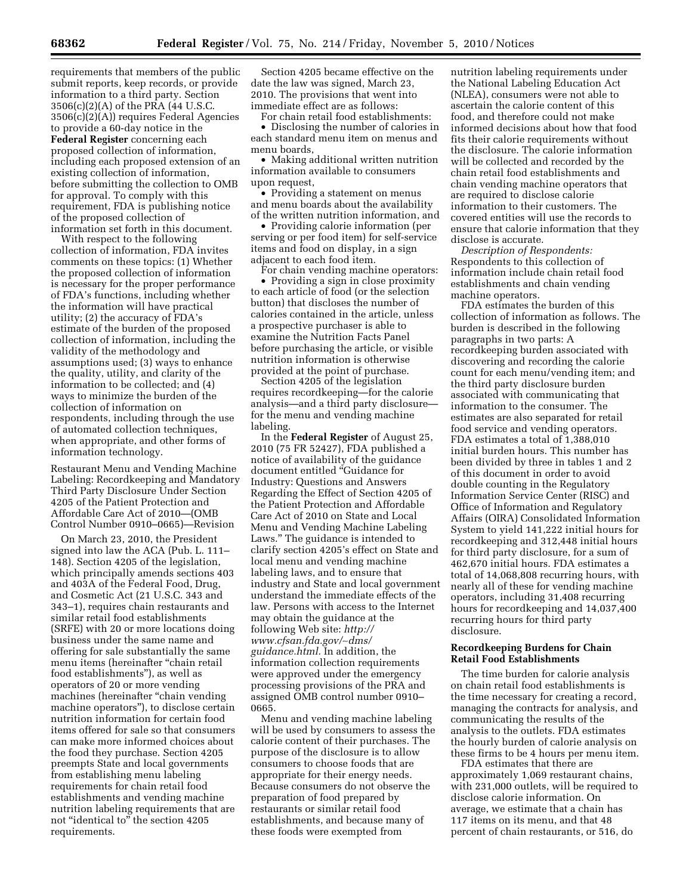requirements that members of the public submit reports, keep records, or provide information to a third party. Section 3506(c)(2)(A) of the PRA (44 U.S.C. 3506(c)(2)(A)) requires Federal Agencies to provide a 60-day notice in the **Federal Register** concerning each proposed collection of information, including each proposed extension of an existing collection of information, before submitting the collection to OMB for approval. To comply with this requirement, FDA is publishing notice of the proposed collection of information set forth in this document.

With respect to the following collection of information, FDA invites comments on these topics: (1) Whether the proposed collection of information is necessary for the proper performance of FDA's functions, including whether the information will have practical utility; (2) the accuracy of FDA's estimate of the burden of the proposed collection of information, including the validity of the methodology and assumptions used; (3) ways to enhance the quality, utility, and clarity of the information to be collected; and (4) ways to minimize the burden of the collection of information on respondents, including through the use of automated collection techniques, when appropriate, and other forms of information technology.

Restaurant Menu and Vending Machine Labeling: Recordkeeping and Mandatory Third Party Disclosure Under Section 4205 of the Patient Protection and Affordable Care Act of 2010—(OMB Control Number 0910–0665)—Revision

On March 23, 2010, the President signed into law the ACA (Pub. L. 111–148). Section 4205 of the legislation, which principally amends sections 403 and 403A of the Federal Food, Drug, and Cosmetic Act (21 U.S.C. 343 and 343–1), requires chain restaurants and similar retail food establishments (SRFE) with 20 or more locations doing business under the same name and offering for sale substantially the same menu items (hereinafter "chain retail food establishments"), as well as operators of 20 or more vending machines (hereinafter "chain vending machine operators"), to disclose certain nutrition information for certain food items offered for sale so that consumers can make more informed choices about the food they purchase. Section 4205 preempts State and local governments from establishing menu labeling requirements for chain retail food establishments and vending machine nutrition labeling requirements that are not "identical to" the section 4205 requirements.

Section 4205 became effective on the date the law was signed, March 23, 2010. The provisions that went into immediate effect are as follows:

For chain retail food establishments:

- Disclosing the number of calories in each standard menu item on menus and menu boards,
- Making additional written nutrition information available to consumers upon request,
- Providing a statement on menus and menu boards about the availability of the written nutrition information, and
- Providing calorie information (per serving or per food item) for self-service items and food on display, in a sign adjacent to each food item.

For chain vending machine operators:

- Providing a sign in close proximity to each article of food (or the selection button) that discloses the number of calories contained in the article, unless a prospective purchaser is able to examine the Nutrition Facts Panel before purchasing the article, or visible nutrition information is otherwise provided at the point of purchase.

Section 4205 of the legislation requires recordkeeping—for the calorie analysis—and a third party disclosure—for the menu and vending machine labeling.

In the **Federal Register** of August 25, 2010 (75 FR 52427), FDA published a notice of availability of the guidance document entitled "Guidance for Industry: Questions and Answers Regarding the Effect of Section 4205 of the Patient Protection and Affordable Care Act of 2010 on State and Local Menu and Vending Machine Labeling Laws." The guidance is intended to clarify section 4205's effect on State and local menu and vending machine labeling laws, and to ensure that industry and State and local government understand the immediate effects of the law. Persons with access to the Internet may obtain the guidance at the following Web site: *http://www.cfsan.fda.gov/~dms/guidance.html.* In addition, the information collection requirements were approved under the emergency processing provisions of the PRA and assigned OMB control number 0910–0665.

Menu and vending machine labeling will be used by consumers to assess the calorie content of their purchases. The purpose of the disclosure is to allow consumers to choose foods that are appropriate for their energy needs. Because consumers do not observe the preparation of food prepared by restaurants or similar retail food establishments, and because many of these foods were exempted from nutrition labeling requirements under the National Labeling Education Act (NLEA), consumers were not able to ascertain the calorie content of this food, and therefore could not make informed decisions about how that food fits their calorie requirements without the disclosure. The calorie information will be collected and recorded by the chain retail food establishments and chain vending machine operators that are required to disclose calorie information to their customers. The covered entities will use the records to ensure that calorie information that they disclose is accurate.

*Description of Respondents:* Respondents to this collection of information include chain retail food establishments and chain vending machine operators.

FDA estimates the burden of this collection of information as follows. The burden is described in the following paragraphs in two parts: A recordkeeping burden associated with discovering and recording the calorie count for each menu/vending item; and the third party disclosure burden associated with communicating that information to the consumer. The estimates are also separated for retail food service and vending operators. FDA estimates a total of 1,388,010 initial burden hours. This number has been divided by three in tables 1 and 2 of this document in order to avoid double counting in the Regulatory Information Service Center (RISC) and Office of Information and Regulatory Affairs (OIRA) Consolidated Information System to yield 141,222 initial hours for recordkeeping and 312,448 initial hours for third party disclosure, for a sum of 462,670 initial hours. FDA estimates a total of 14,068,808 recurring hours, with nearly all of these for vending machine operators, including 31,408 recurring hours for recordkeeping and 14,037,400 recurring hours for third party disclosure.

### Recordkeeping Burdens for Chain Retail Food Establishments

The time burden for calorie analysis on chain retail food establishments is the time necessary for creating a record, managing the contracts for analysis, and communicating the results of the analysis to the outlets. FDA estimates the hourly burden of calorie analysis on these firms to be 4 hours per menu item.

FDA estimates that there are approximately 1,069 restaurant chains, with 231,000 outlets, will be required to disclose calorie information. On average, we estimate that a chain has 117 items on its menu, and that 48 percent of chain restaurants, or 516, do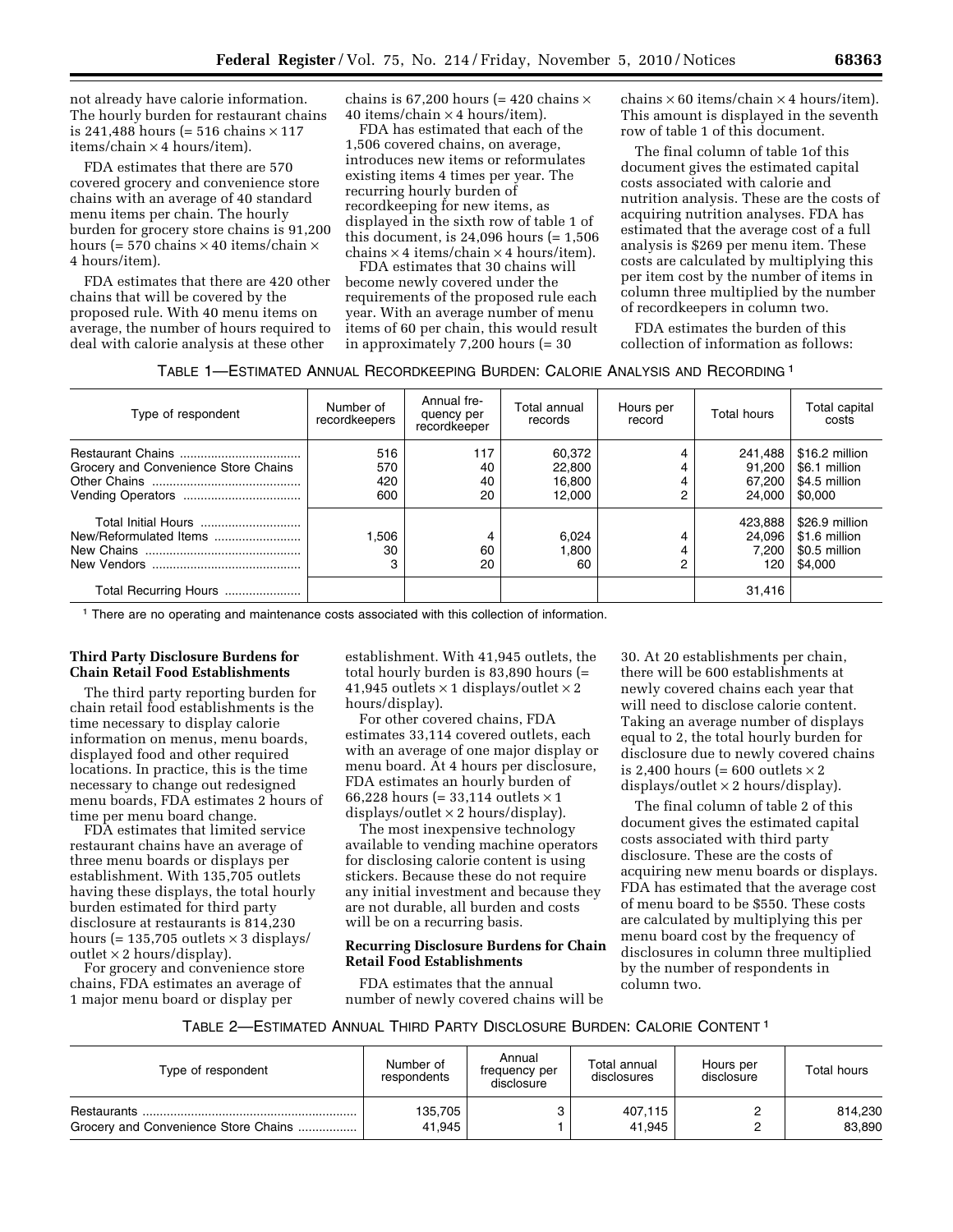not already have calorie information. The hourly burden for restaurant chains is 241,488 hours (= 516 chains × 117 items/chain × 4 hours/item).

FDA estimates that there are 570 covered grocery and convenience store chains with an average of 40 standard menu items per chain. The hourly burden for grocery store chains is 91,200 hours (= 570 chains × 40 items/chain × 4 hours/item).

FDA estimates that there are 420 other chains that will be covered by the proposed rule. With 40 menu items on average, the number of hours required to deal with calorie analysis at these other chains is 67,200 hours (= 420 chains × 40 items/chain × 4 hours/item).

FDA has estimated that each of the 1,506 covered chains, on average, introduces new items or reformulates existing items 4 times per year. The recurring hourly burden of recordkeeping for new items, as displayed in the sixth row of table 1 of this document, is 24,096 hours (= 1,506 chains × 4 items/chain × 4 hours/item).

FDA estimates that 30 chains will become newly covered under the requirements of the proposed rule each year. With an average number of menu items of 60 per chain, this would result in approximately 7,200 hours (= 30 chains × 60 items/chain × 4 hours/item). This amount is displayed in the seventh row of table 1 of this document.

The final column of table 1of this document gives the estimated capital costs associated with calorie and nutrition analysis. These are the costs of acquiring nutrition analyses. FDA has estimated that the average cost of a full analysis is $269 per menu item. These costs are calculated by multiplying this per item cost by the number of items in column three multiplied by the number of recordkeepers in column two.

FDA estimates the burden of this collection of information as follows:

TABLE 1—ESTIMATED ANNUAL RECORDKEEPING BURDEN: CALORIE ANALYSIS AND RECORDING [1]

| Type of respondent | Number of recordkeepers | Annual frequency per recordkeeper | Total annual records | Hours per record | Total hours | Total capital costs |
|---|---|---|---|---|---|---|
| Restaurant Chains | 516 | 117 | 60,372 | 4 | 241,488 | $16.2 million |
| Grocery and Convenience Store Chains | 570 | 40 | 22,800 | 4 | 91,200 | $6.1 million |
| Other Chains | 420 | 40 | 16,800 | 4 | 67,200 | $4.5 million |
| Vending Operators | 600 | 20 | 12,000 | 2 | 24,000 | $0,000 |
| Total Initial Hours | | | | | 423,888 | $26.9 million |
| New/Reformulated Items | 1,506 | 4 | 6,024 | 4 | 24,096 | $1.6 million |
| New Chains | 30 | 60 | 1,800 | 4 | 7,200 | $0.5 million |
| New Vendors | 3 | 20 | 60 | 2 | 120 | $4,000 |
| Total Recurring Hours | | | | | 31,416 | |

[1] There are no operating and maintenance costs associated with this collection of information.

**Third Party Disclosure Burdens for Chain Retail Food Establishments**

The third party reporting burden for chain retail food establishments is the time necessary to display calorie information on menus, menu boards, displayed food and other required locations. In practice, this is the time necessary to change out redesigned menu boards, FDA estimates 2 hours of time per menu board change.

FDA estimates that limited service restaurant chains have an average of three menu boards or displays per establishment. With 135,705 outlets having these displays, the total hourly burden estimated for third party disclosure at restaurants is 814,230 hours (= 135,705 outlets × 3 displays/outlet × 2 hours/display).

For grocery and convenience store chains, FDA estimates an average of 1 major menu board or display per establishment. With 41,945 outlets, the total hourly burden is 83,890 hours (= 41,945 outlets × 1 displays/outlet × 2 hours/display).

For other covered chains, FDA estimates 33,114 covered outlets, each with an average of one major display or menu board. At 4 hours per disclosure, FDA estimates an hourly burden of 66,228 hours (= 33,114 outlets × 1 displays/outlet × 2 hours/display).

The most inexpensive technology available to vending machine operators for disclosing calorie content is using stickers. Because these do not require any initial investment and because they are not durable, all burden and costs will be on a recurring basis.

**Recurring Disclosure Burdens for Chain Retail Food Establishments**

FDA estimates that the annual number of newly covered chains will be 30. At 20 establishments per chain, there will be 600 establishments at newly covered chains each year that will need to disclose calorie content. Taking an average number of displays equal to 2, the total hourly burden for disclosure due to newly covered chains is 2,400 hours (= 600 outlets × 2 displays/outlet × 2 hours/display).

The final column of table 2 of this document gives the estimated capital costs associated with third party disclosure. These are the costs of acquiring new menu boards or displays. FDA has estimated that the average cost of menu board to be $550. These costs are calculated by multiplying this per menu board cost by the frequency of disclosures in column three multiplied by the number of respondents in column two.

TABLE 2—ESTIMATED ANNUAL THIRD PARTY DISCLOSURE BURDEN: CALORIE CONTENT [1]

| Type of respondent | Number of respondents | Annual frequency per disclosure | Total annual disclosures | Hours per disclosure | Total hours |
|---|---|---|---|---|---|
| Restaurants | 135,705 | 3 | 407,115 | 2 | 814,230 |
| Grocery and Convenience Store Chains | 41,945 | 1 | 41,945 | 2 | 83,890 |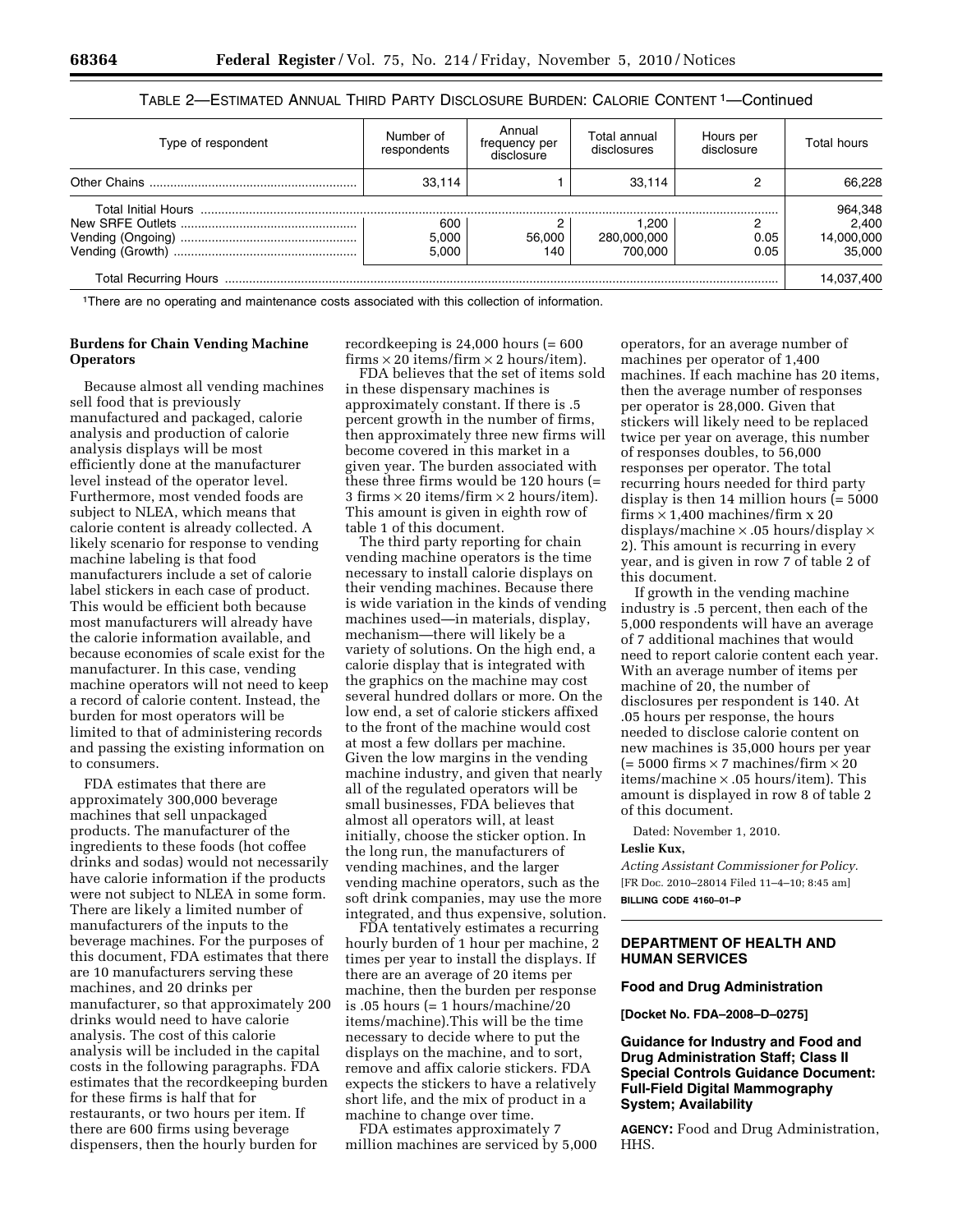TABLE 2—ESTIMATED ANNUAL THIRD PARTY DISCLOSURE BURDEN: CALORIE CONTENT [1]—Continued

| Type of respondent | Number of respondents | Annual frequency per disclosure | Total annual disclosures | Hours per disclosure | Total hours |
|---|---|---|---|---|---|
| Other Chains | 33,114 | 1 | 33,114 | 2 | 66,228 |
| Total Initial Hours | | | | | 964,348 |
| New SRFE Outlets | 600 | 2 | 1,200 | 2 | 2,400 |
| Vending (Ongoing) | 5,000 | 56,000 | 280,000,000 | 0.05 | 14,000,000 |
| Vending (Growth) | 5,000 | 140 | 700,000 | 0.05 | 35,000 |
| Total Recurring Hours | | | | | 14,037,400 |

[1] There are no operating and maintenance costs associated with this collection of information.

**Burdens for Chain Vending Machine Operators**

Because almost all vending machines sell food that is previously manufactured and packaged, calorie analysis and production of calorie analysis displays will be most efficiently done at the manufacturer level instead of the operator level. Furthermore, most vended foods are subject to NLEA, which means that calorie content is already collected. A likely scenario for response to vending machine labeling is that food manufacturers include a set of calorie label stickers in each case of product. This would be efficient both because most manufacturers will already have the calorie information available, and because economies of scale exist for the manufacturer. In this case, vending machine operators will not need to keep a record of calorie content. Instead, the burden for most operators will be limited to that of administering records and passing the existing information on to consumers.

FDA estimates that there are approximately 300,000 beverage machines that sell unpackaged products. The manufacturer of the ingredients to these foods (hot coffee drinks and sodas) would not necessarily have calorie information if the products were not subject to NLEA in some form. There are likely a limited number of manufacturers of the inputs to the beverage machines. For the purposes of this document, FDA estimates that there are 10 manufacturers serving these machines, and 20 drinks per manufacturer, so that approximately 200 drinks would need to have calorie analysis. The cost of this calorie analysis will be included in the capital costs in the following paragraphs. FDA estimates that the recordkeeping burden for these firms is half that for restaurants, or two hours per item. If there are 600 firms using beverage dispensers, then the hourly burden for recordkeeping is 24,000 hours (= 600 firms × 20 items/firm × 2 hours/item).

FDA believes that the set of items sold in these dispensary machines is approximately constant. If there is .5 percent growth in the number of firms, then approximately three new firms will become covered in this market in a given year. The burden associated with these three firms would be 120 hours (= 3 firms × 20 items/firm × 2 hours/item). This amount is given in eighth row of table 1 of this document.

The third party reporting for chain vending machine operators is the time necessary to install calorie displays on their vending machines. Because there is wide variation in the kinds of vending machines used—in materials, display, mechanism—there will likely be a variety of solutions. On the high end, a calorie display that is integrated with the graphics on the machine may cost several hundred dollars or more. On the low end, a set of calorie stickers affixed to the front of the machine would cost at most a few dollars per machine. Given the low margins in the vending machine industry, and given that nearly all of the regulated operators will be small businesses, FDA believes that almost all operators will, at least initially, choose the sticker option. In the long run, the manufacturers of vending machines, and the larger vending machine operators, such as the soft drink companies, may use the more integrated, and thus expensive, solution.

FDA tentatively estimates a recurring hourly burden of 1 hour per machine, 2 times per year to install the displays. If there are an average of 20 items per machine, then the burden per response is .05 hours (= 1 hours/machine/20 items/machine).This will be the time necessary to decide where to put the displays on the machine, and to sort, remove and affix calorie stickers. FDA expects the stickers to have a relatively short life, and the mix of product in a machine to change over time.

FDA estimates approximately 7 million machines are serviced by 5,000 operators, for an average number of machines per operator of 1,400 machines. If each machine has 20 items, then the average number of responses per operator is 28,000. Given that stickers will likely need to be replaced twice per year on average, this number of responses doubles, to 56,000 responses per operator. The total recurring hours needed for third party display is then 14 million hours (= 5000 firms × 1,400 machines/firm x 20 displays/machine × .05 hours/display × 2). This amount is recurring in every year, and is given in row 7 of table 2 of this document.

If growth in the vending machine industry is .5 percent, then each of the 5,000 respondents will have an average of 7 additional machines that would need to report calorie content each year. With an average number of items per machine of 20, the number of disclosures per respondent is 140. At .05 hours per response, the hours needed to disclose calorie content on new machines is 35,000 hours per year (= 5000 firms × 7 machines/firm × 20 items/machine × .05 hours/item). This amount is displayed in row 8 of table 2 of this document.

Dated: November 1, 2010.

**Leslie Kux,**

*Acting Assistant Commissioner for Policy.*

[FR Doc. 2010–28014 Filed 11–4–10; 8:45 am]

**BILLING CODE 4160–01–P**

---

## DEPARTMENT OF HEALTH AND HUMAN SERVICES

### Food and Drug Administration

**[Docket No. FDA–2008–D–0275]**

### Guidance for Industry and Food and Drug Administration Staff; Class II Special Controls Guidance Document: Full-Field Digital Mammography System; Availability

**AGENCY:** Food and Drug Administration, HHS.